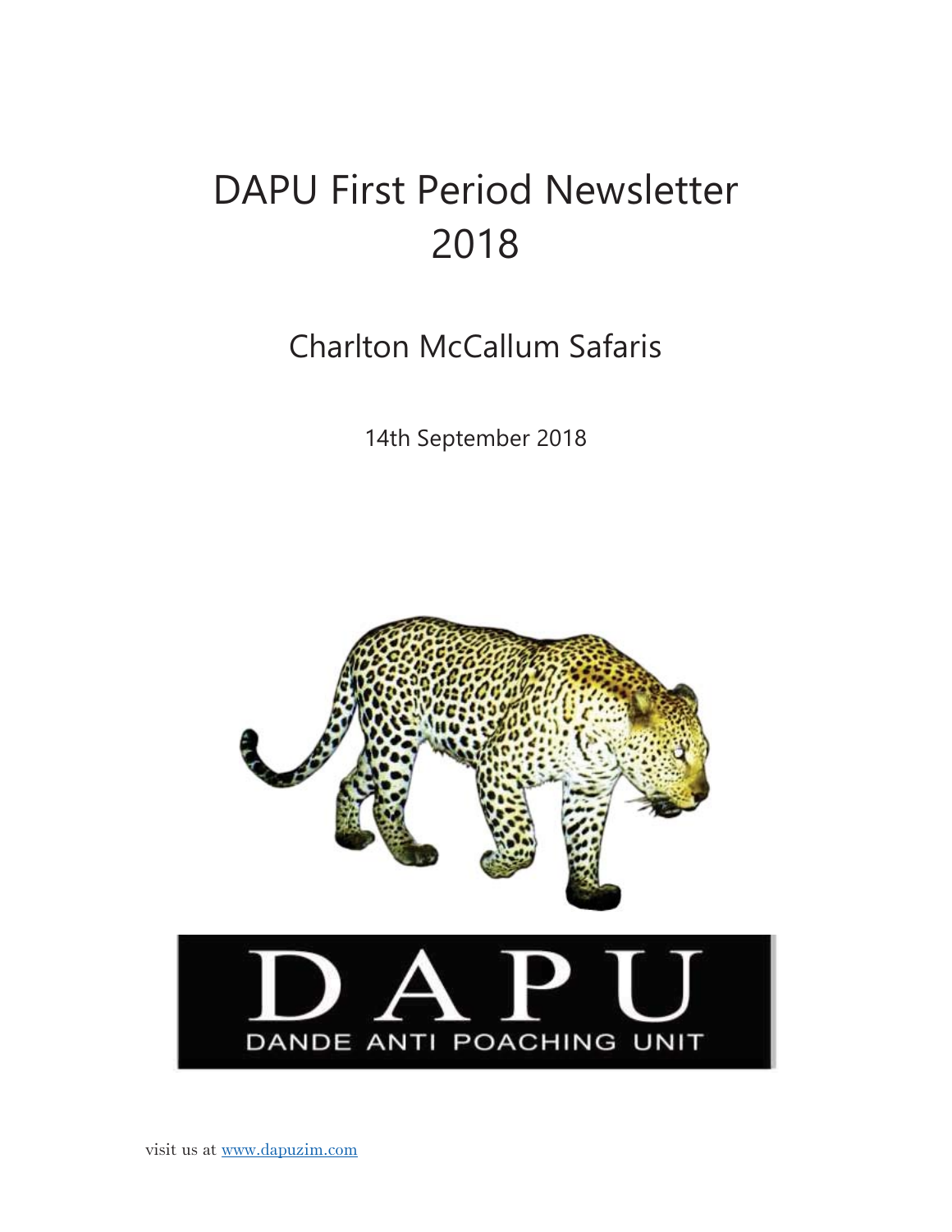# DAPU First Period Newsletter 2018

## Charlton McCallum Safaris

14th September 2018

DAPU

DANDE ANTI POACHING UNIT

visit us at [www.dapuzim.com](http://www.dapuzim.com)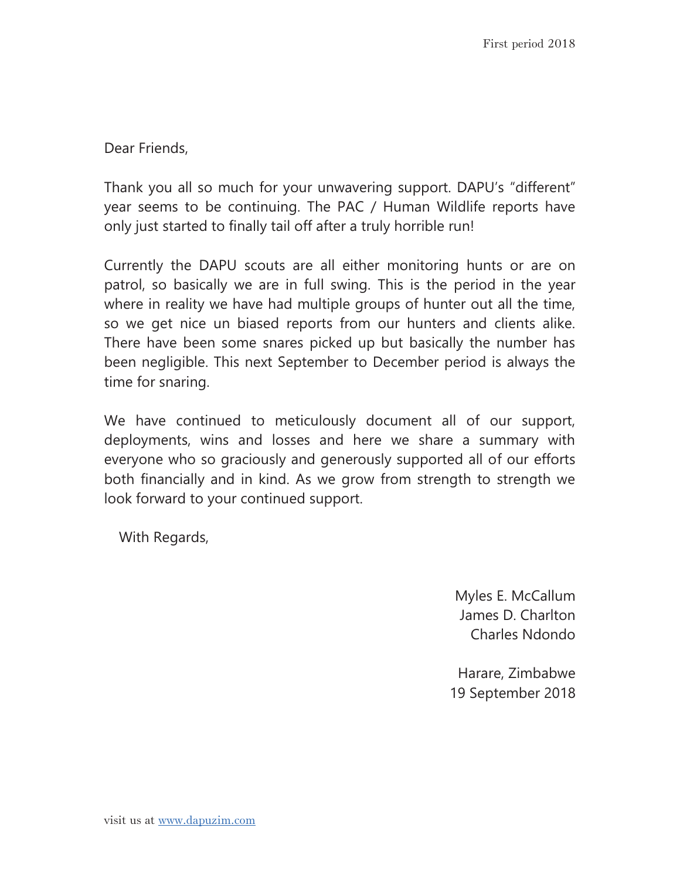Dear Friends,

Thank you all so much for your unwavering support. DAPU's "different" year seems to be continuing. The PAC / Human Wildlife reports have only just started to finally tail off after a truly horrible run!

Currently the DAPU scouts are all either monitoring hunts or are on patrol, so basically we are in full swing. This is the period in the year where in reality we have had multiple groups of hunter out all the time, so we get nice un biased reports from our hunters and clients alike. There have been some snares picked up but basically the number has been negligible. This next September to December period is always the time for snaring.

We have continued to meticulously document all of our support, deployments, wins and losses and here we share a summary with everyone who so graciously and generously supported all of our efforts both financially and in kind. As we grow from strength to strength we look forward to your continued support.

With Regards,

Myles E. McCallum
James D. Charlton
Charles Ndondo

Harare, Zimbabwe
19 September 2018

visit us at www.dapuzim.com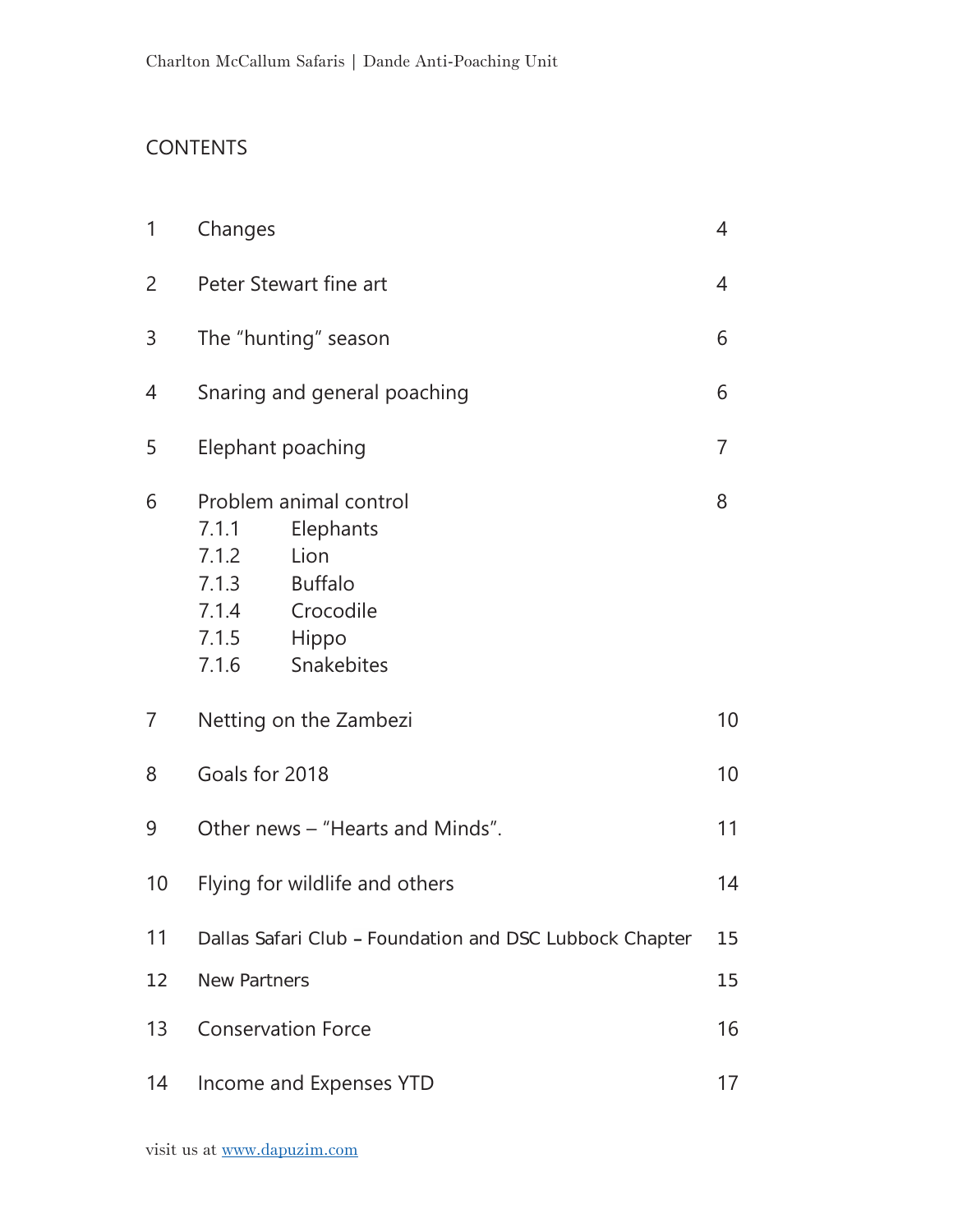## CONTENTS

| | | |
|---|---|---|
| 1 | Changes | 4 |
| 2 | Peter Stewart fine art | 4 |
| 3 | The "hunting" season | 6 |
| 4 | Snaring and general poaching | 6 |
| 5 | Elephant poaching | 7 |
| 6 | Problem animal control<br>7.1.1 Elephants<br>7.1.2 Lion<br>7.1.3 Buffalo<br>7.1.4 Crocodile<br>7.1.5 Hippo<br>7.1.6 Snakebites | 8 |
| 7 | Netting on the Zambezi | 10 |
| 8 | Goals for 2018 | 10 |
| 9 | Other news – "Hearts and Minds". | 11 |
| 10 | Flying for wildlife and others | 14 |
| 11 | Dallas Safari Club – Foundation and DSC Lubbock Chapter | 15 |
| 12 | New Partners | 15 |
| 13 | Conservation Force | 16 |
| 14 | Income and Expenses YTD | 17 |

visit us at www.dapuzim.com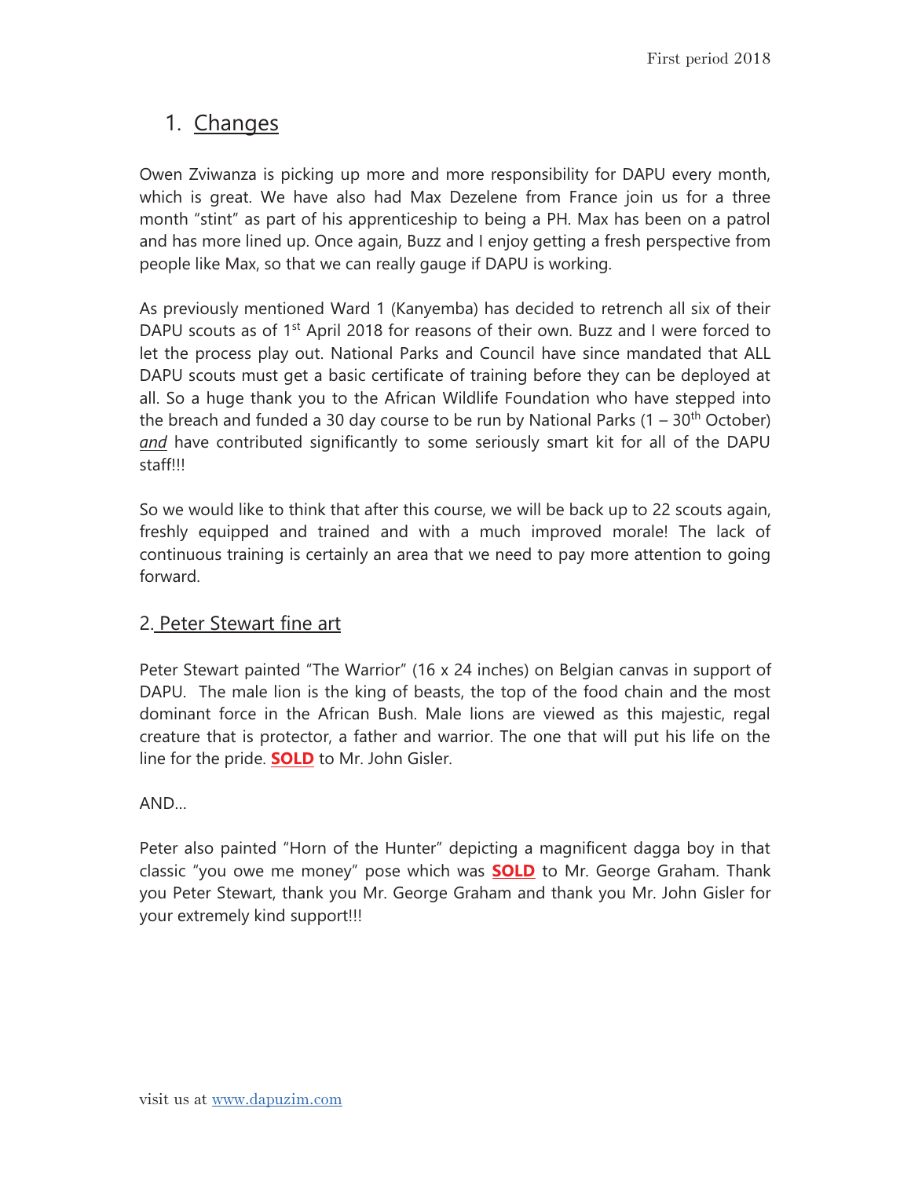## 1. Changes

Owen Zviwanza is picking up more and more responsibility for DAPU every month, which is great. We have also had Max Dezelene from France join us for a three month "stint" as part of his apprenticeship to being a PH. Max has been on a patrol and has more lined up. Once again, Buzz and I enjoy getting a fresh perspective from people like Max, so that we can really gauge if DAPU is working.

As previously mentioned Ward 1 (Kanyemba) has decided to retrench all six of their DAPU scouts as of 1st April 2018 for reasons of their own. Buzz and I were forced to let the process play out. National Parks and Council have since mandated that ALL DAPU scouts must get a basic certificate of training before they can be deployed at all. So a huge thank you to the African Wildlife Foundation who have stepped into the breach and funded a 30 day course to be run by National Parks (1 – 30th October) *and* have contributed significantly to some seriously smart kit for all of the DAPU staff!!!

So we would like to think that after this course, we will be back up to 22 scouts again, freshly equipped and trained and with a much improved morale! The lack of continuous training is certainly an area that we need to pay more attention to going forward.

## 2. Peter Stewart fine art

Peter Stewart painted "The Warrior" (16 x 24 inches) on Belgian canvas in support of DAPU. The male lion is the king of beasts, the top of the food chain and the most dominant force in the African Bush. Male lions are viewed as this majestic, regal creature that is protector, a father and warrior. The one that will put his life on the line for the pride. **SOLD** to Mr. John Gisler.

AND…

Peter also painted "Horn of the Hunter" depicting a magnificent dagga boy in that classic "you owe me money" pose which was **SOLD** to Mr. George Graham. Thank you Peter Stewart, thank you Mr. George Graham and thank you Mr. John Gisler for your extremely kind support!!!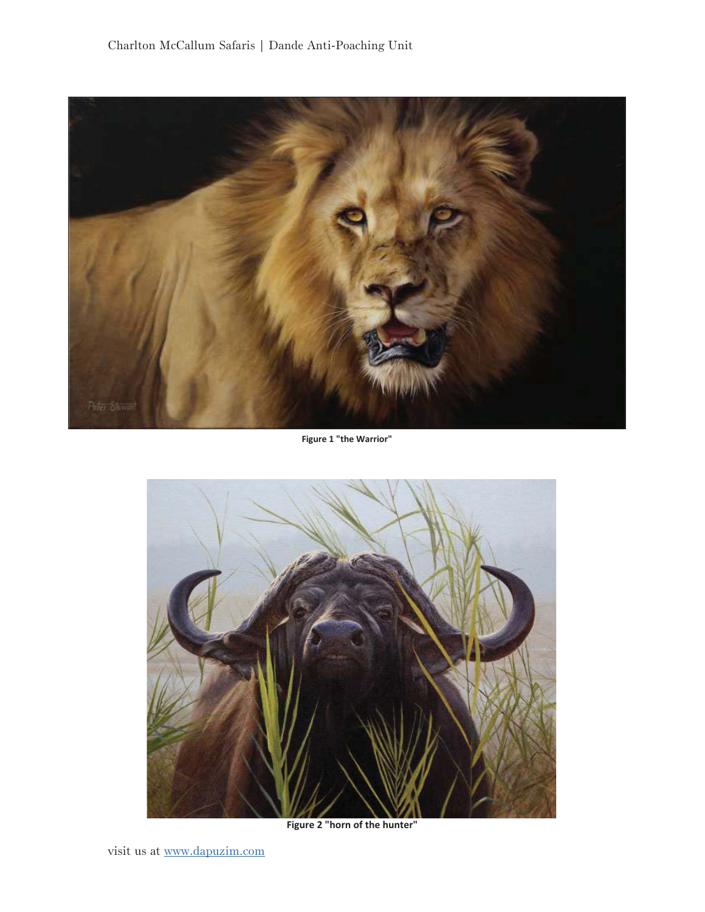Figure 1 "the Warrior"

Figure 2 "horn of the hunter"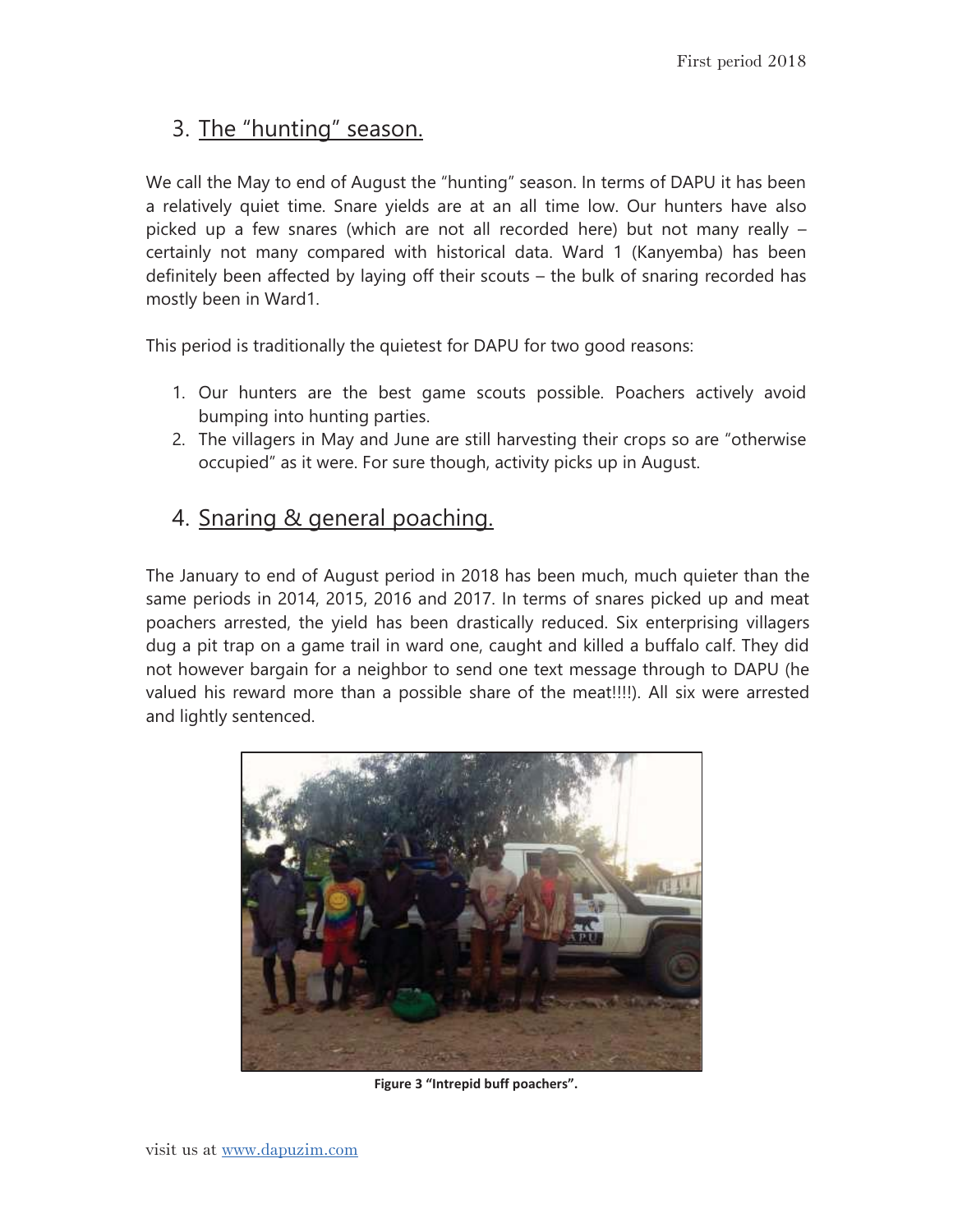## 3. The "hunting" season.

We call the May to end of August the "hunting" season. In terms of DAPU it has been a relatively quiet time. Snare yields are at an all time low. Our hunters have also picked up a few snares (which are not all recorded here) but not many really – certainly not many compared with historical data. Ward 1 (Kanyemba) has been definitely been affected by laying off their scouts – the bulk of snaring recorded has mostly been in Ward1.

This period is traditionally the quietest for DAPU for two good reasons:

1. Our hunters are the best game scouts possible. Poachers actively avoid bumping into hunting parties.
2. The villagers in May and June are still harvesting their crops so are "otherwise occupied" as it were. For sure though, activity picks up in August.

## 4. Snaring & general poaching.

The January to end of August period in 2018 has been much, much quieter than the same periods in 2014, 2015, 2016 and 2017. In terms of snares picked up and meat poachers arrested, the yield has been drastically reduced. Six enterprising villagers dug a pit trap on a game trail in ward one, caught and killed a buffalo calf. They did not however bargain for a neighbor to send one text message through to DAPU (he valued his reward more than a possible share of the meat!!!!). All six were arrested and lightly sentenced.

**Figure 3 "Intrepid buff poachers".**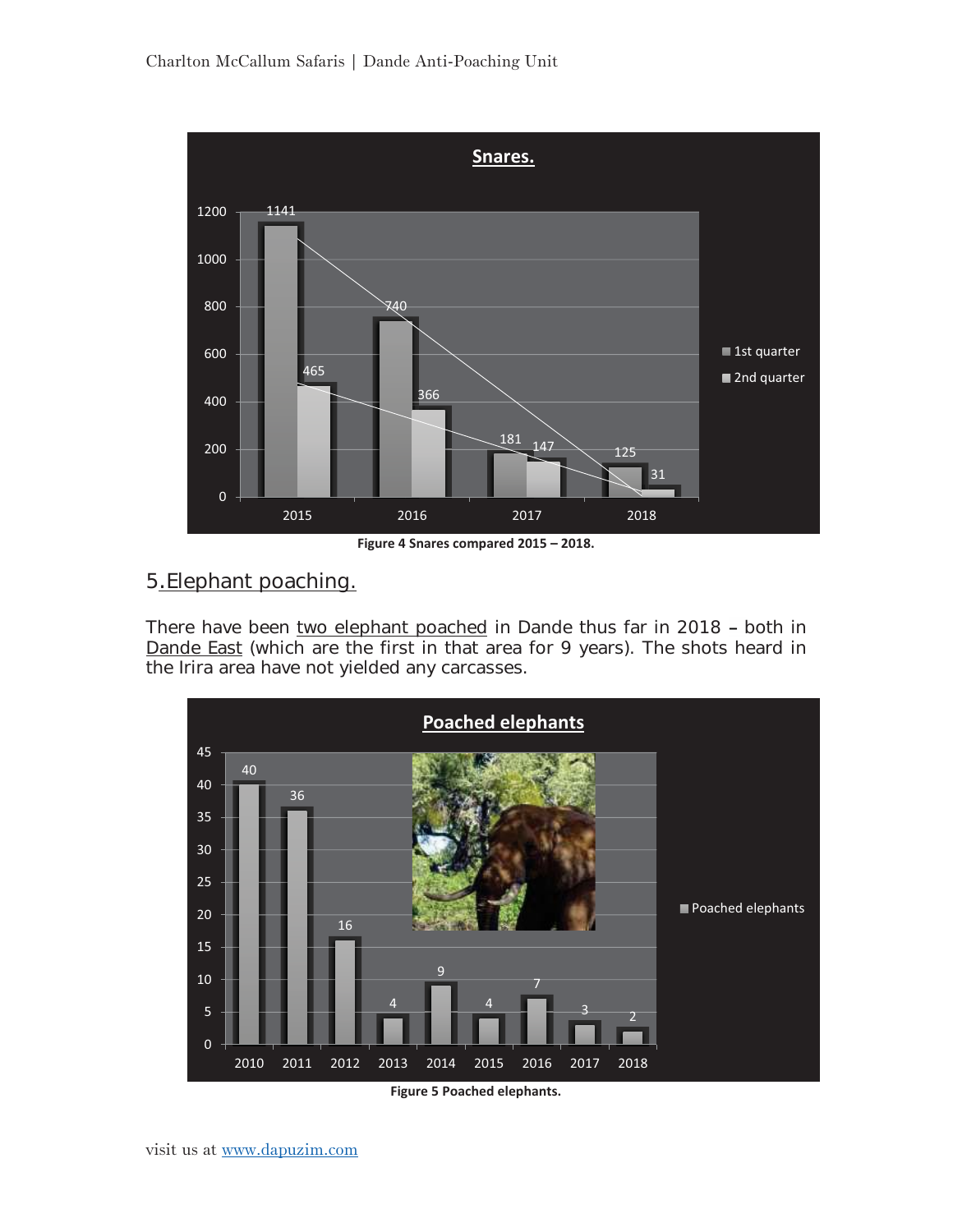**Snares.**

| Year | 1st quarter | 2nd quarter |
|---|---|---|
| 2015 | 1141 | 465 |
| 2016 | 740 | 366 |
| 2017 | 181 | 147 |
| 2018 | 125 | 31 |

**Figure 4 Snares compared 2015 – 2018.**

## 5. Elephant poaching.

There have been two elephant poached in Dande thus far in 2018 – both in Dande East (which are the first in that area for 9 years). The shots heard in the Irira area have not yielded any carcasses.

**Poached elephants**

| Year | Poached elephants |
|---|---|
| 2010 | 40 |
| 2011 | 36 |
| 2012 | 16 |
| 2013 | 4 |
| 2014 | 9 |
| 2015 | 4 |
| 2016 | 7 |
| 2017 | 3 |
| 2018 | 2 |

**Figure 5 Poached elephants.**

visit us at www.dapuzim.com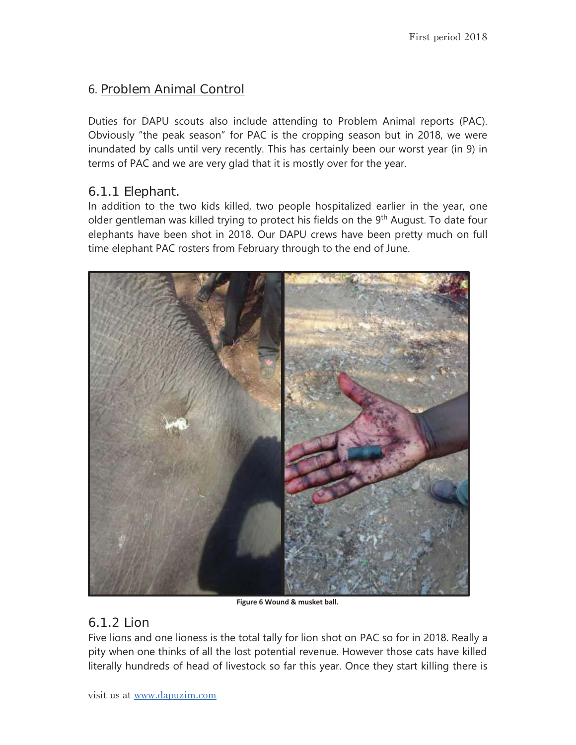## 6. Problem Animal Control

Duties for DAPU scouts also include attending to Problem Animal reports (PAC). Obviously "the peak season" for PAC is the cropping season but in 2018, we were inundated by calls until very recently. This has certainly been our worst year (in 9) in terms of PAC and we are very glad that it is mostly over for the year.

### 6.1.1 Elephant.

In addition to the two kids killed, two people hospitalized earlier in the year, one older gentleman was killed trying to protect his fields on the 9th August. To date four elephants have been shot in 2018. Our DAPU crews have been pretty much on full time elephant PAC rosters from February through to the end of June.

**Figure 6 Wound & musket ball.**

### 6.1.2 Lion

Five lions and one lioness is the total tally for lion shot on PAC so for in 2018. Really a pity when one thinks of all the lost potential revenue. However those cats have killed literally hundreds of head of livestock so far this year. Once they start killing there is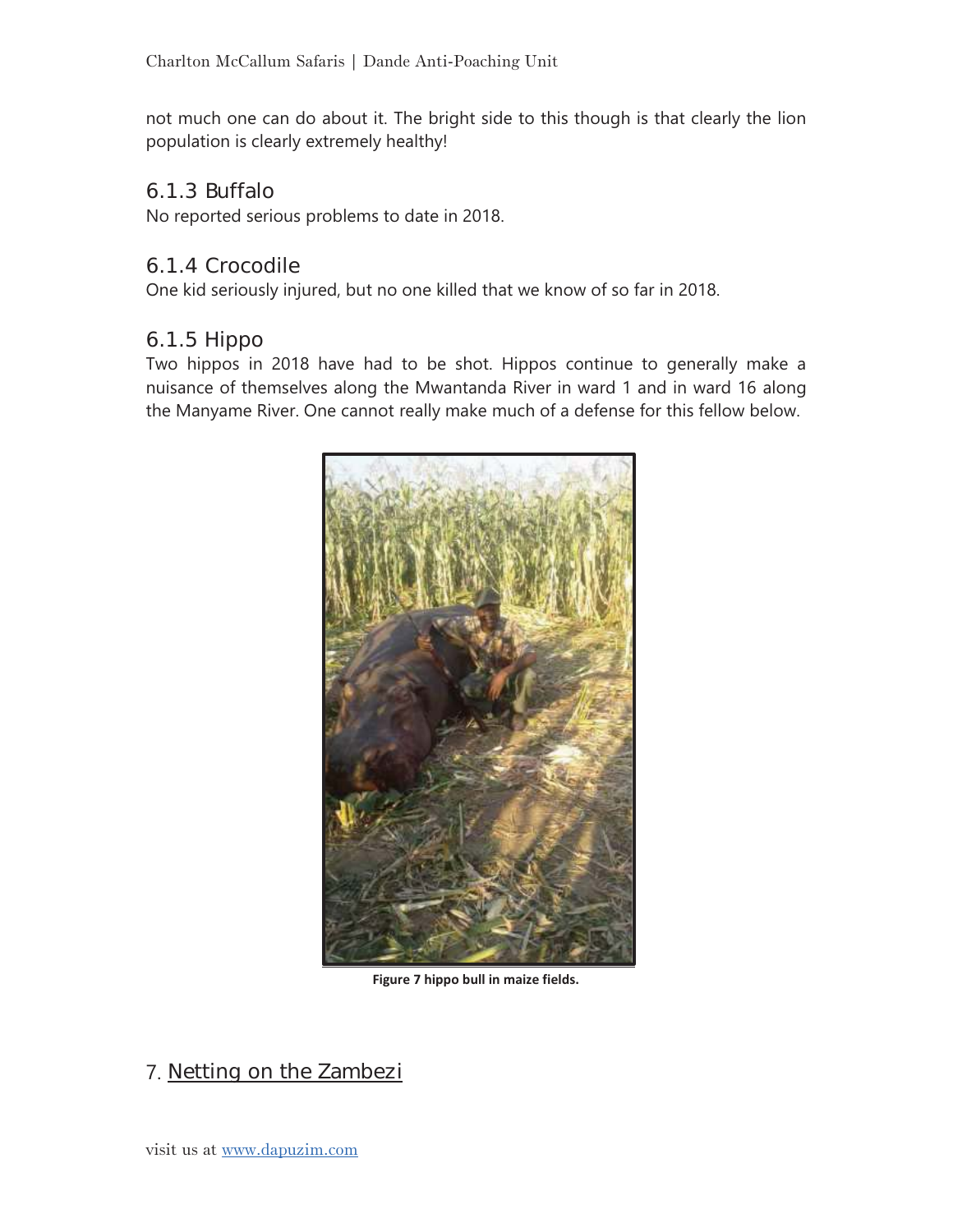not much one can do about it. The bright side to this though is that clearly the lion population is clearly extremely healthy!

### 6.1.3 Buffalo

No reported serious problems to date in 2018.

### 6.1.4 Crocodile

One kid seriously injured, but no one killed that we know of so far in 2018.

### 6.1.5 Hippo

Two hippos in 2018 have had to be shot. Hippos continue to generally make a nuisance of themselves along the Mwantanda River in ward 1 and in ward 16 along the Manyame River. One cannot really make much of a defense for this fellow below.

**Figure 7 hippo bull in maize fields.**

## 7. Netting on the Zambezi

visit us at www.dapuzim.com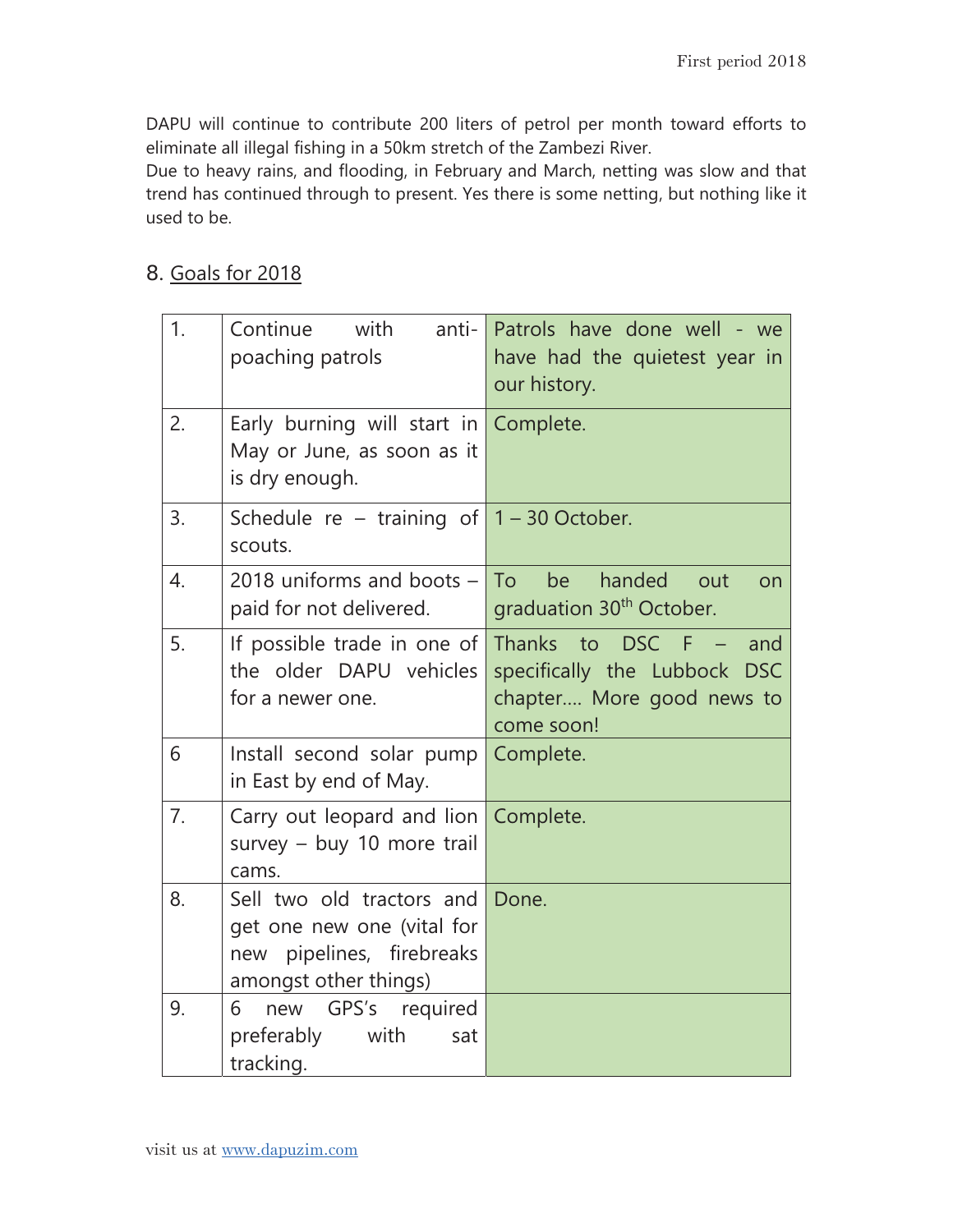DAPU will continue to contribute 200 liters of petrol per month toward efforts to eliminate all illegal fishing in a 50km stretch of the Zambezi River.
Due to heavy rains, and flooding, in February and March, netting was slow and that trend has continued through to present. Yes there is some netting, but nothing like it used to be.

## 8. Goals for 2018

| | | |
|---|---|---|
| 1. | Continue with anti-poaching patrols | Patrols have done well - we have had the quietest year in our history. |
| 2. | Early burning will start in May or June, as soon as it is dry enough. | Complete. |
| 3. | Schedule re – training of scouts. | 1 – 30 October. |
| 4. | 2018 uniforms and boots – paid for not delivered. | To be handed out on graduation 30th October. |
| 5. | If possible trade in one of the older DAPU vehicles for a newer one. | Thanks to DSC F – and specifically the Lubbock DSC chapter.... More good news to come soon! |
| 6 | Install second solar pump in East by end of May. | Complete. |
| 7. | Carry out leopard and lion survey – buy 10 more trail cams. | Complete. |
| 8. | Sell two old tractors and get one new one (vital for new pipelines, firebreaks amongst other things) | Done. |
| 9. | 6 new GPS's required preferably with sat tracking. | |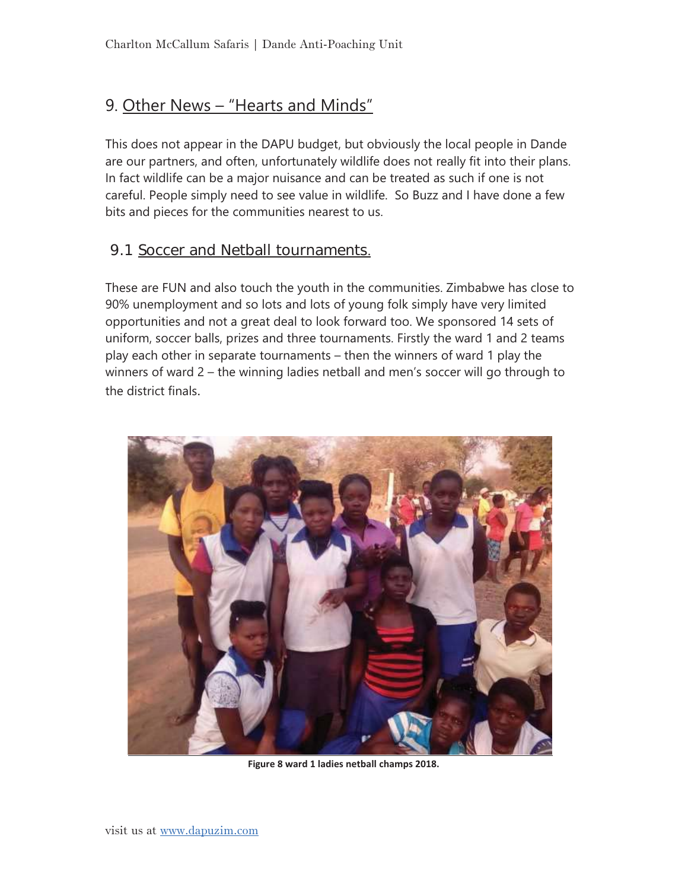## 9. Other News – "Hearts and Minds"

This does not appear in the DAPU budget, but obviously the local people in Dande are our partners, and often, unfortunately wildlife does not really fit into their plans. In fact wildlife can be a major nuisance and can be treated as such if one is not careful. People simply need to see value in wildlife. So Buzz and I have done a few bits and pieces for the communities nearest to us.

### 9.1 Soccer and Netball tournaments.

These are FUN and also touch the youth in the communities. Zimbabwe has close to 90% unemployment and so lots and lots of young folk simply have very limited opportunities and not a great deal to look forward too. We sponsored 14 sets of uniform, soccer balls, prizes and three tournaments. Firstly the ward 1 and 2 teams play each other in separate tournaments – then the winners of ward 1 play the winners of ward 2 – the winning ladies netball and men's soccer will go through to the district finals.

**Figure 8 ward 1 ladies netball champs 2018.**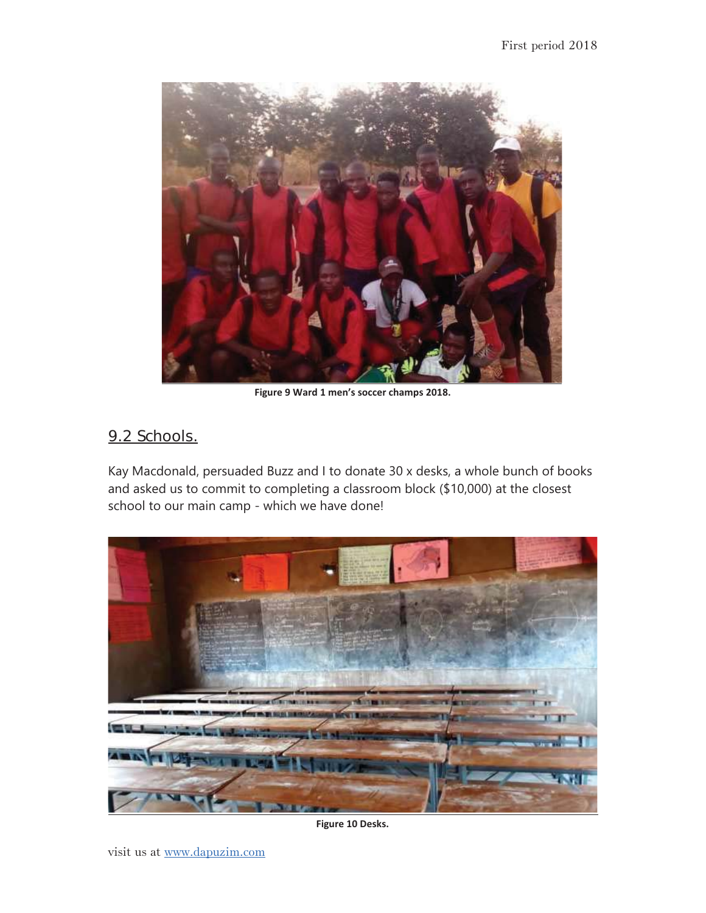Figure 9 Ward 1 men's soccer champs 2018.

## 9.2 Schools.

Kay Macdonald, persuaded Buzz and I to donate 30 x desks, a whole bunch of books and asked us to commit to completing a classroom block ($10,000) at the closest school to our main camp - which we have done!

Figure 10 Desks.

visit us at www.dapuzim.com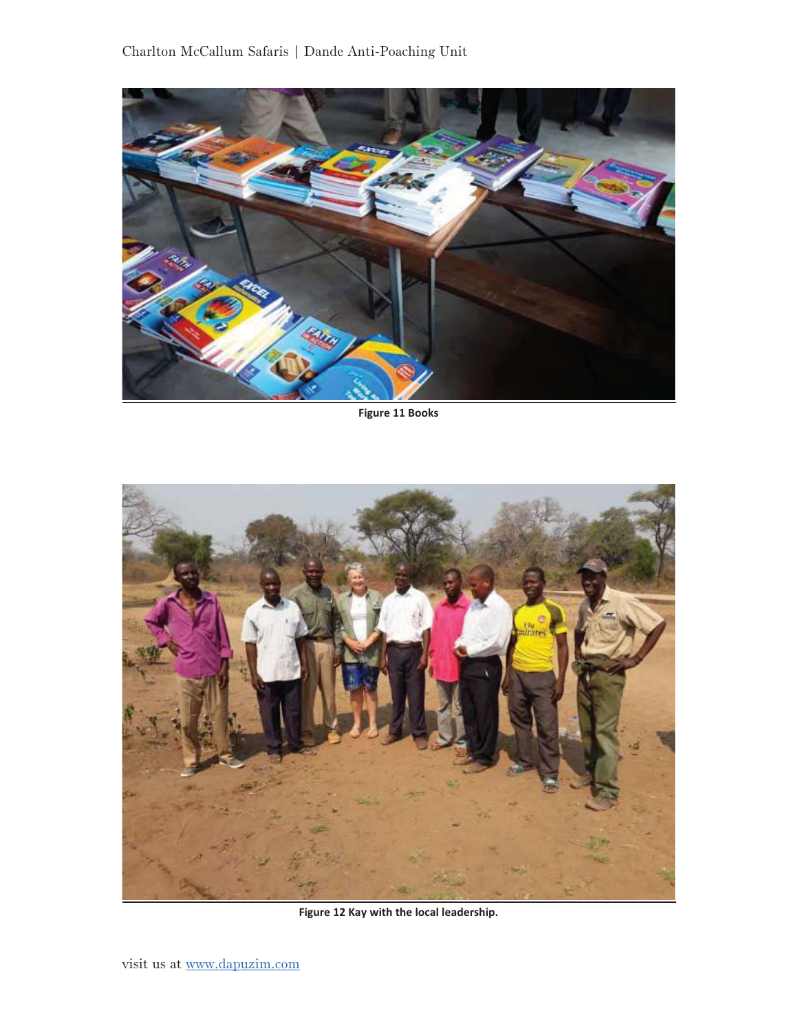Figure 11 Books

Figure 12 Kay with the local leadership.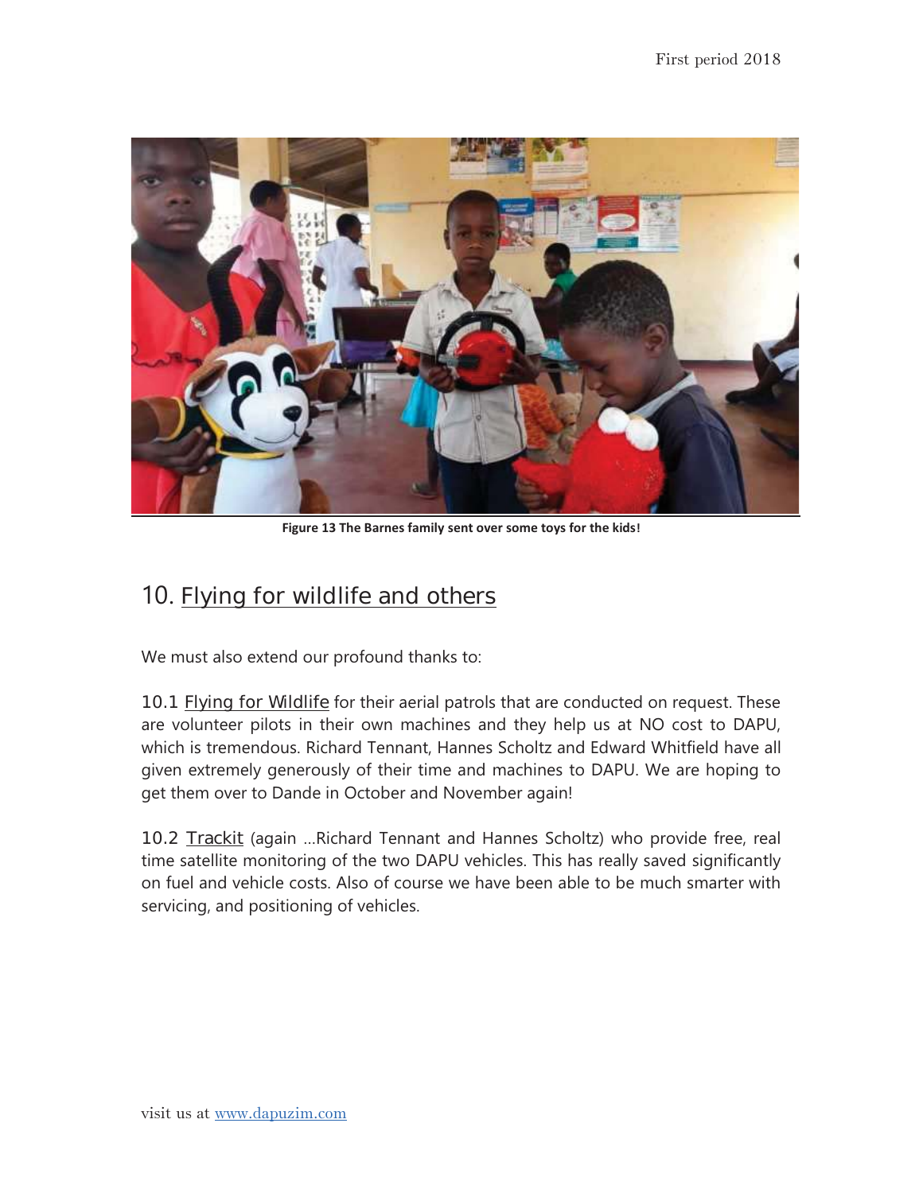Figure 13 The Barnes family sent over some toys for the kids!

## 10. Flying for wildlife and others

We must also extend our profound thanks to:

10.1 Flying for Wildlife for their aerial patrols that are conducted on request. These are volunteer pilots in their own machines and they help us at NO cost to DAPU, which is tremendous. Richard Tennant, Hannes Scholtz and Edward Whitfield have all given extremely generously of their time and machines to DAPU. We are hoping to get them over to Dande in October and November again!

10.2 Trackit (again …Richard Tennant and Hannes Scholtz) who provide free, real time satellite monitoring of the two DAPU vehicles. This has really saved significantly on fuel and vehicle costs. Also of course we have been able to be much smarter with servicing, and positioning of vehicles.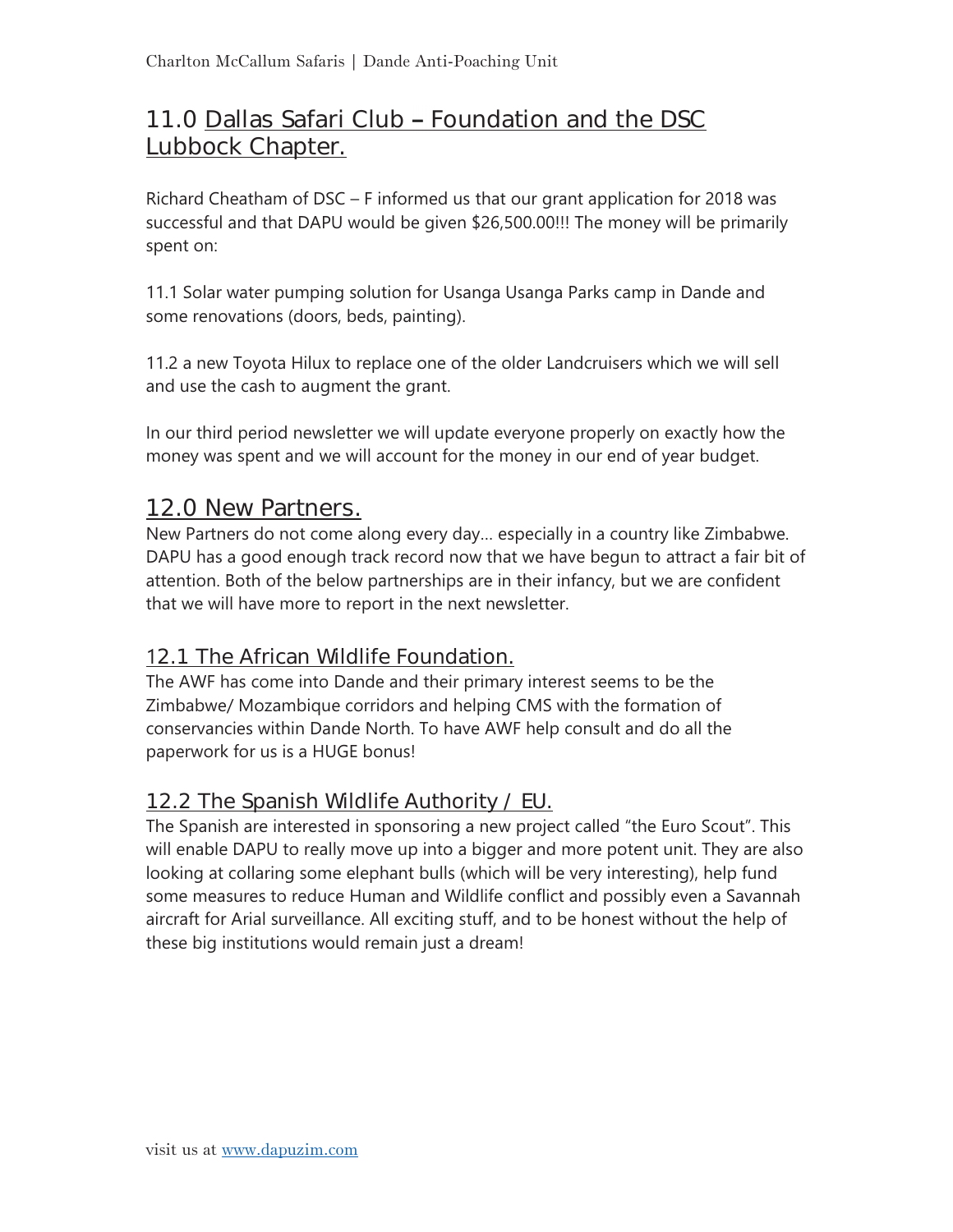## 11.0 Dallas Safari Club – Foundation and the DSC Lubbock Chapter.

Richard Cheatham of DSC – F informed us that our grant application for 2018 was successful and that DAPU would be given $26,500.00!!! The money will be primarily spent on:

11.1 Solar water pumping solution for Usanga Usanga Parks camp in Dande and some renovations (doors, beds, painting).

11.2 a new Toyota Hilux to replace one of the older Landcruisers which we will sell and use the cash to augment the grant.

In our third period newsletter we will update everyone properly on exactly how the money was spent and we will account for the money in our end of year budget.

## 12.0 New Partners.

New Partners do not come along every day… especially in a country like Zimbabwe. DAPU has a good enough track record now that we have begun to attract a fair bit of attention. Both of the below partnerships are in their infancy, but we are confident that we will have more to report in the next newsletter.

### 12.1 The African Wildlife Foundation.

The AWF has come into Dande and their primary interest seems to be the Zimbabwe/ Mozambique corridors and helping CMS with the formation of conservancies within Dande North. To have AWF help consult and do all the paperwork for us is a HUGE bonus!

### 12.2 The Spanish Wildlife Authority / EU.

The Spanish are interested in sponsoring a new project called "the Euro Scout". This will enable DAPU to really move up into a bigger and more potent unit. They are also looking at collaring some elephant bulls (which will be very interesting), help fund some measures to reduce Human and Wildlife conflict and possibly even a Savannah aircraft for Arial surveillance. All exciting stuff, and to be honest without the help of these big institutions would remain just a dream!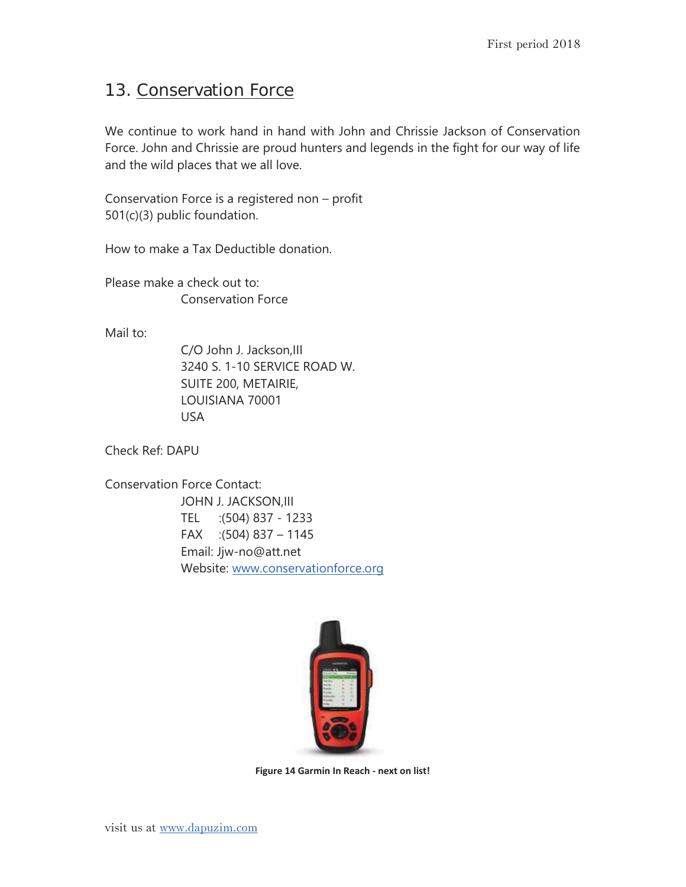## 13. Conservation Force

We continue to work hand in hand with John and Chrissie Jackson of Conservation Force. John and Chrissie are proud hunters and legends in the fight for our way of life and the wild places that we all love.

Conservation Force is a registered non – profit 501(c)(3) public foundation.

How to make a Tax Deductible donation.

Please make a check out to:
Conservation Force

Mail to:
C/O John J. Jackson,III
3240 S. 1-10 SERVICE ROAD W.
SUITE 200, METAIRIE,
LOUISIANA 70001
USA

Check Ref: DAPU

Conservation Force Contact:
JOHN J. JACKSON,III
TEL :(504) 837 - 1233
FAX :(504) 837 – 1145
Email: Jjw-no@att.net
Website: www.conservationforce.org

**Figure 14 Garmin In Reach - next on list!**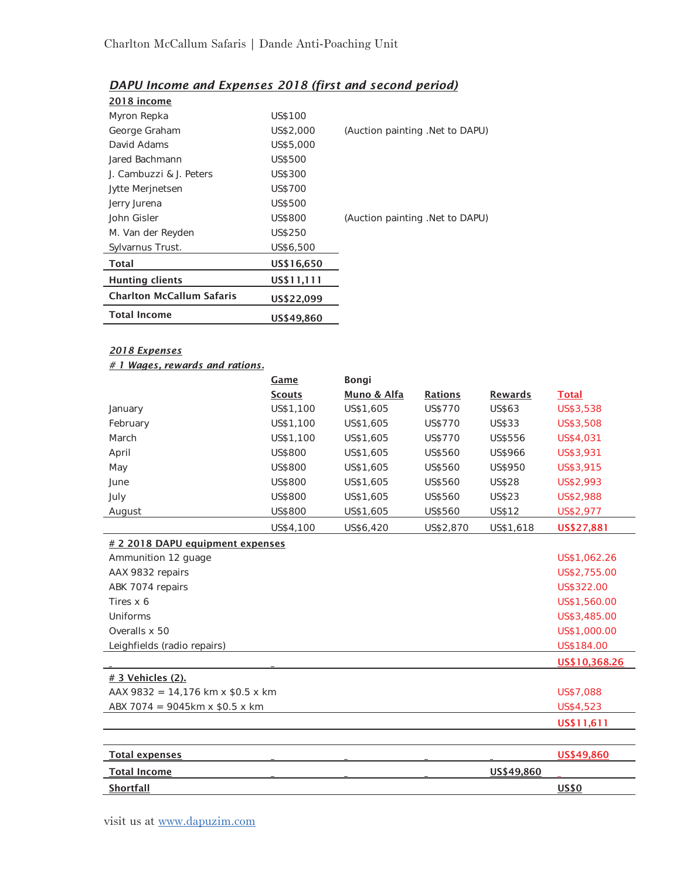## *DAPU Income and Expenses 2018 (first and second period)*

**2018 income**

| | | |
|---|---|---|
| Myron Repka | US$100 | |
| George Graham | US$2,000 | (Auction painting .Net to DAPU) |
| David Adams | US$5,000 | |
| Jared Bachmann | US$500 | |
| J. Cambuzzi & J. Peters | US$300 | |
| Jytte Merjnetsen | US$700 | |
| Jerry Jurena | US$500 | |
| John Gisler | US$800 | (Auction painting .Net to DAPU) |
| M. Van der Reyden | US$250 | |
| Sylvarnus Trust. | US$6,500 | |
| **Total** | **US$16,650** | |
| **Hunting clients** | **US$11,111** | |
| **Charlton McCallum Safaris** | **US$22,099** | |
| **Total Income** | **US$49,860** | |

***2018 Expenses***

***# 1 Wages, rewards and rations.***

| | Game Scouts | Bongi Muno & Alfa | Rations | Rewards | Total |
|---|---|---|---|---|---|
| January | US$1,100 | US$1,605 | US$770 | US$63 | US$3,538 |
| February | US$1,100 | US$1,605 | US$770 | US$33 | US$3,508 |
| March | US$1,100 | US$1,605 | US$770 | US$556 | US$4,031 |
| April | US$800 | US$1,605 | US$560 | US$966 | US$3,931 |
| May | US$800 | US$1,605 | US$560 | US$950 | US$3,915 |
| June | US$800 | US$1,605 | US$560 | US$28 | US$2,993 |
| July | US$800 | US$1,605 | US$560 | US$23 | US$2,988 |
| August | US$800 | US$1,605 | US$560 | US$12 | US$2,977 |
| | US$4,100 | US$6,420 | US$2,870 | US$1,618 | **US$27,881** |

**# 2 2018 DAPU equipment expenses**

| | |
|---|---|
| Ammunition 12 guage | US$1,062.26 |
| AAX 9832 repairs | US$2,755.00 |
| ABK 7074 repairs | US$322.00 |
| Tires x 6 | US$1,560.00 |
| Uniforms | US$3,485.00 |
| Overalls x 50 | US$1,000.00 |
| Leighfields (radio repairs) | US$184.00 |
| | **US$10,368.26** |

**# 3 Vehicles (2).**

| | |
|---|---|
| AAX 9832 = 14,176 km x $0.5 x km | US$7,088 |
| ABX 7074 = 9045km x $0.5 x km | US$4,523 |
| | **US$11,611** |

| | | |
|---|---|---|
| **Total expenses** | | **US$49,860** |
| **Total Income** | **US$49,860** | |
| **Shortfall** | | **US$0** |

visit us at www.dapuzim.com